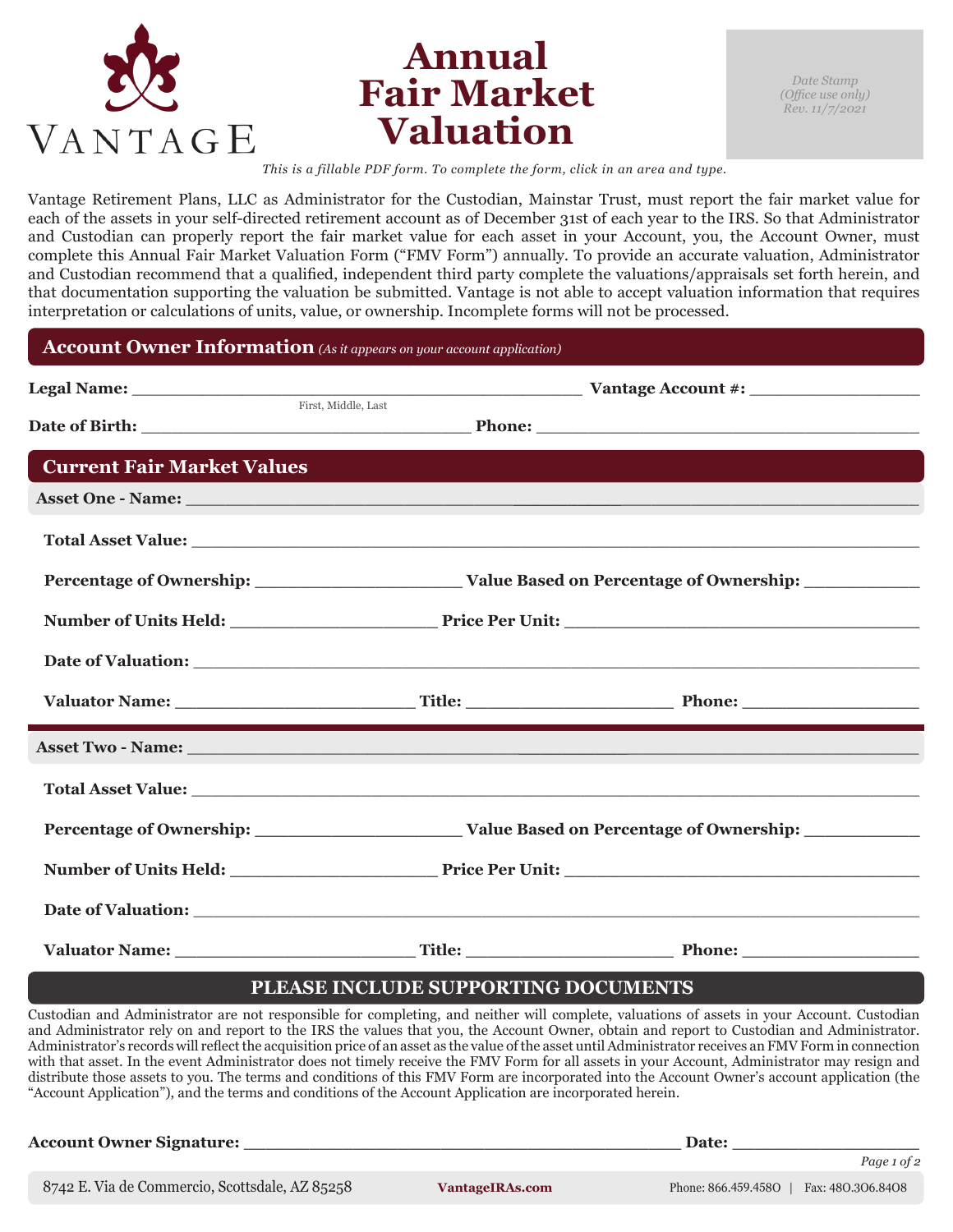VANTAGE

# Annual Fair Market Valuation

*Date Stamp (Office use only) Rev. 11/7/2021*

*This is a fillable PDF form. To complete the form, click in an area and type.*

Vantage Retirement Plans, LLC as Administrator for the Custodian, Mainstar Trust, must report the fair market value for each of the assets in your self-directed retirement account as of December 31st of each year to the IRS. So that Administrator and Custodian can properly report the fair market value for each asset in your Account, you, the Account Owner, must complete this Annual Fair Market Valuation Form ("FMV Form") annually. To provide an accurate valuation, Administrator and Custodian recommend that a qualified, independent third party complete the valuations/appraisals set forth herein, and that documentation supporting the valuation be submitted. Vantage is not able to accept valuation information that requires interpretation or calculations of units, value, or ownership. Incomplete forms will not be processed.

## Account Owner Information *(As it appears on your account application)*

**Legal Name:** ______________________________ **Vantage Account #:** ______________
First, Middle, Last

**Date of Birth:** ______________________ **Phone:** ______________________

## Current Fair Market Values

**Asset One - Name:** ______________________________________________

**Total Asset Value:** ______________________________________________

**Percentage of Ownership:** ______________ **Value Based on Percentage of Ownership:** __________

**Number of Units Held:** ______________ **Price Per Unit:** ______________________

**Date of Valuation:** ______________________________________________

**Valuator Name:** ______________ **Title:** ______________ **Phone:** ______________

**Asset Two - Name:** ______________________________________________

**Total Asset Value:** ______________________________________________

**Percentage of Ownership:** ______________ **Value Based on Percentage of Ownership:** __________

**Number of Units Held:** ______________ **Price Per Unit:** ______________________

**Date of Valuation:** ______________________________________________

**Valuator Name:** ______________ **Title:** ______________ **Phone:** ______________

## PLEASE INCLUDE SUPPORTING DOCUMENTS

Custodian and Administrator are not responsible for completing, and neither will complete, valuations of assets in your Account. Custodian and Administrator rely on and report to the IRS the values that you, the Account Owner, obtain and report to Custodian and Administrator. Administrator's records will reflect the acquisition price of an asset as the value of the asset until Administrator receives an FMV Form in connection with that asset. In the event Administrator does not timely receive the FMV Form for all assets in your Account, Administrator may resign and distribute those assets to you. The terms and conditions of this FMV Form are incorporated into the Account Owner's account application (the "Account Application"), and the terms and conditions of the Account Application are incorporated herein.

**Account Owner Signature:** ______________________________ **Date:** ______________

8742 E. Via de Commercio, Scottsdale, AZ 85258 | VantageIRAs.com | Phone: 866.459.4580 | Fax: 480.306.8408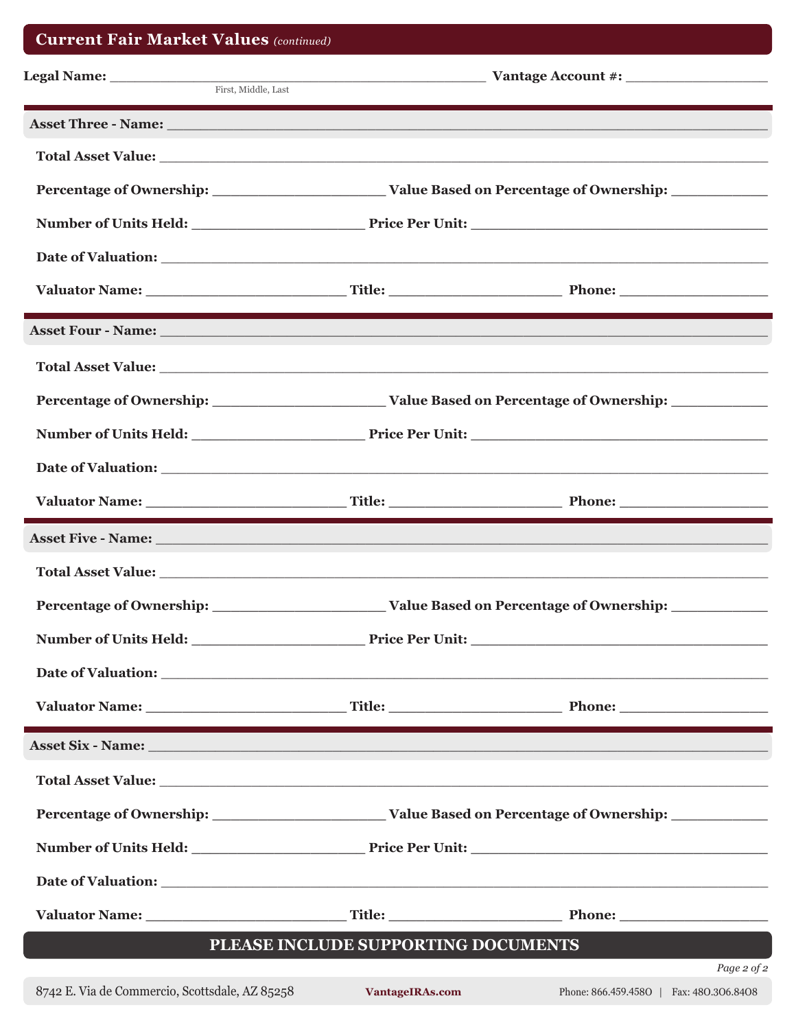## Current Fair Market Values *(continued)*

**Legal Name:** ______________________________________________ **Vantage Account #:** _________________

First, Middle, Last

**Asset Three - Name:** ____________________________________________________________________

**Total Asset Value:** ______________________________________________________________________

**Percentage of Ownership:** _____________________ **Value Based on Percentage of Ownership:** ____________

**Number of Units Held:** _____________________ **Price Per Unit:** ____________________________________

**Date of Valuation:** ______________________________________________________________________

**Valuator Name:** _________________________ **Title:** _____________________ **Phone:** __________________

**Asset Four - Name:** _____________________________________________________________________

**Total Asset Value:** ______________________________________________________________________

**Percentage of Ownership:** _____________________ **Value Based on Percentage of Ownership:** ____________

**Number of Units Held:** _____________________ **Price Per Unit:** ____________________________________

**Date of Valuation:** ______________________________________________________________________

**Valuator Name:** _________________________ **Title:** _____________________ **Phone:** __________________

**Asset Five - Name:** _____________________________________________________________________

**Total Asset Value:** ______________________________________________________________________

**Percentage of Ownership:** _____________________ **Value Based on Percentage of Ownership:** ____________

**Number of Units Held:** _____________________ **Price Per Unit:** ____________________________________

**Date of Valuation:** ______________________________________________________________________

**Valuator Name:** _________________________ **Title:** _____________________ **Phone:** __________________

**Asset Six - Name:** ______________________________________________________________________

**Total Asset Value:** ______________________________________________________________________

**Percentage of Ownership:** _____________________ **Value Based on Percentage of Ownership:** ____________

**Number of Units Held:** _____________________ **Price Per Unit:** ____________________________________

**Date of Valuation:** ______________________________________________________________________

**Valuator Name:** _________________________ **Title:** _____________________ **Phone:** __________________

**PLEASE INCLUDE SUPPORTING DOCUMENTS**

8742 E. Via de Commercio, Scottsdale, AZ 85258 | VantageIRAs.com | Phone: 866.459.4580 | Fax: 480.306.8408